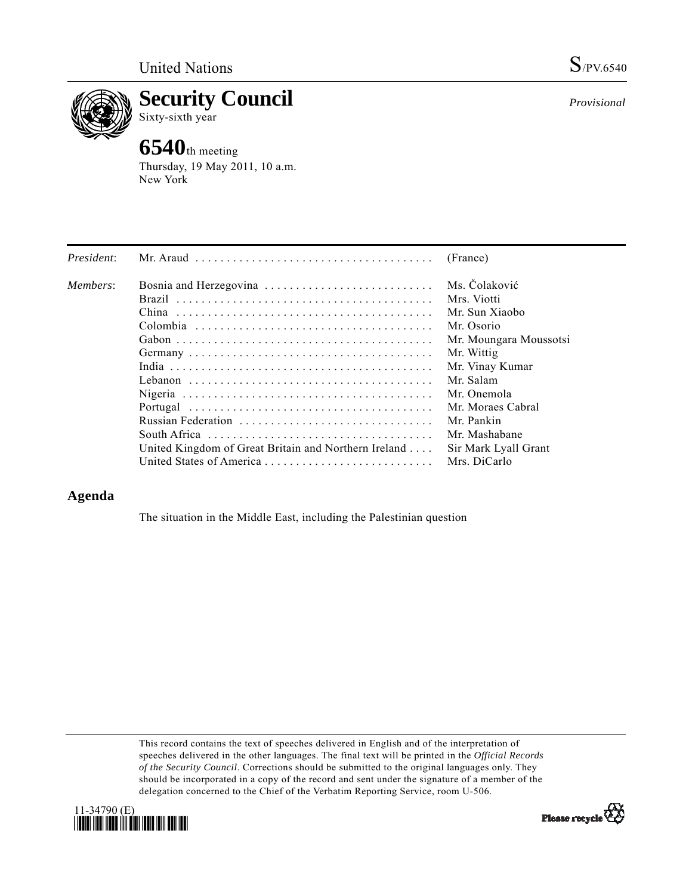United Nations S/PV.6540

# Security Council

Sixty-sixth year

*Provisional*

## 6540th meeting

Thursday, 19 May 2011, 10 a.m.
New York

| | | |
|---|---|---|
| *President*: | Mr. Araud | (France) |
| *Members*: | Bosnia and Herzegovina | Ms. Čolaković |
| | Brazil | Mrs. Viotti |
| | China | Mr. Sun Xiaobo |
| | Colombia | Mr. Osorio |
| | Gabon | Mr. Moungara Moussotsi |
| | Germany | Mr. Wittig |
| | India | Mr. Vinay Kumar |
| | Lebanon | Mr. Salam |
| | Nigeria | Mr. Onemola |
| | Portugal | Mr. Moraes Cabral |
| | Russian Federation | Mr. Pankin |
| | South Africa | Mr. Mashabane |
| | United Kingdom of Great Britain and Northern Ireland | Sir Mark Lyall Grant |
| | United States of America | Mrs. DiCarlo |

## Agenda

The situation in the Middle East, including the Palestinian question

This record contains the text of speeches delivered in English and of the interpretation of speeches delivered in the other languages. The final text will be printed in the *Official Records of the Security Council*. Corrections should be submitted to the original languages only. They should be incorporated in a copy of the record and sent under the signature of a member of the delegation concerned to the Chief of the Verbatim Reporting Service, room U-506.

11-34790 (E)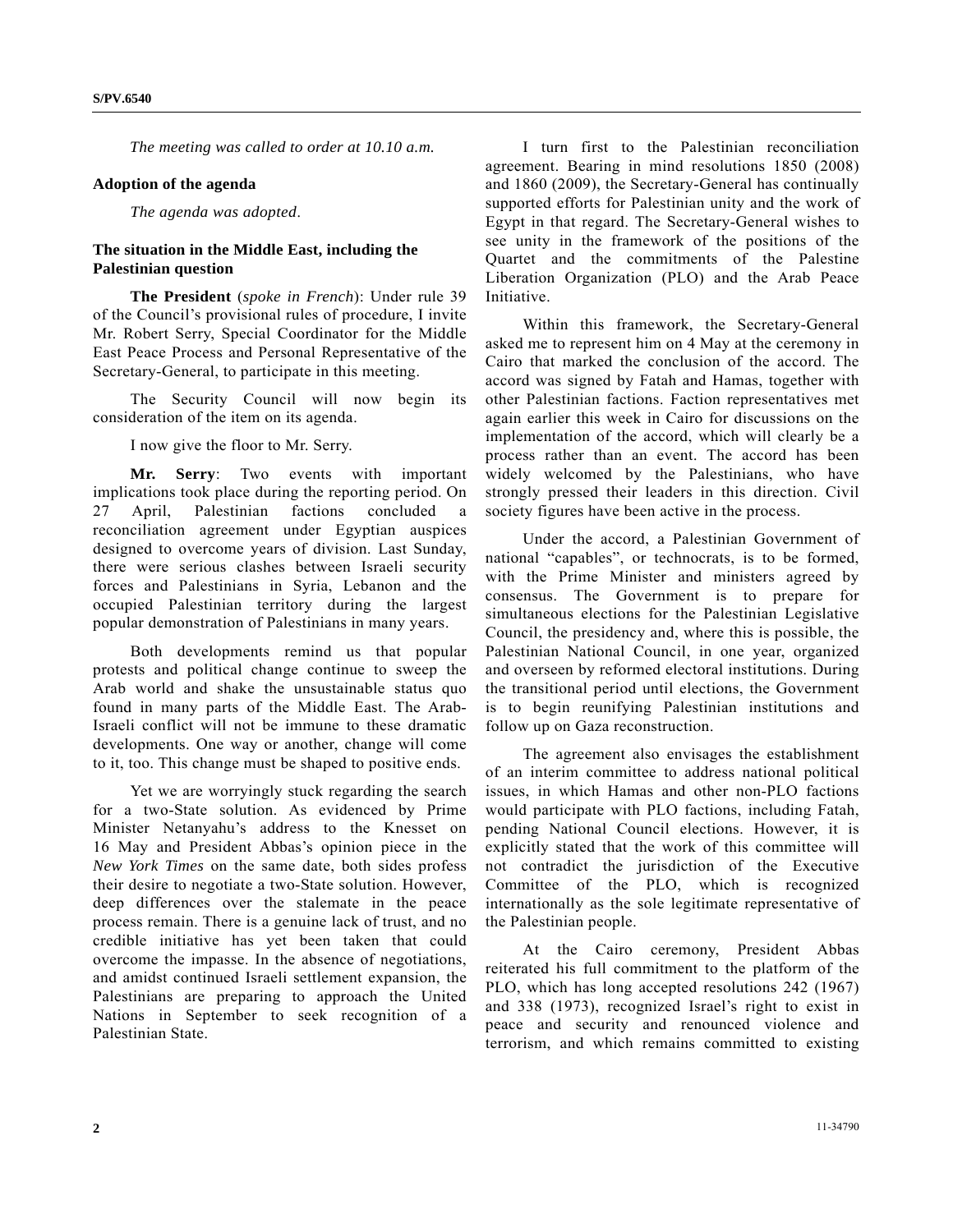*The meeting was called to order at 10.10 a.m.*

**Adoption of the agenda**

*The agenda was adopted*.

**The situation in the Middle East, including the Palestinian question**

**The President** (*spoke in French*): Under rule 39 of the Council's provisional rules of procedure, I invite Mr. Robert Serry, Special Coordinator for the Middle East Peace Process and Personal Representative of the Secretary-General, to participate in this meeting.

The Security Council will now begin its consideration of the item on its agenda.

I now give the floor to Mr. Serry.

**Mr. Serry**: Two events with important implications took place during the reporting period. On 27 April, Palestinian factions concluded a reconciliation agreement under Egyptian auspices designed to overcome years of division. Last Sunday, there were serious clashes between Israeli security forces and Palestinians in Syria, Lebanon and the occupied Palestinian territory during the largest popular demonstration of Palestinians in many years.

Both developments remind us that popular protests and political change continue to sweep the Arab world and shake the unsustainable status quo found in many parts of the Middle East. The Arab-Israeli conflict will not be immune to these dramatic developments. One way or another, change will come to it, too. This change must be shaped to positive ends.

Yet we are worryingly stuck regarding the search for a two-State solution. As evidenced by Prime Minister Netanyahu's address to the Knesset on 16 May and President Abbas's opinion piece in the *New York Times* on the same date, both sides profess their desire to negotiate a two-State solution. However, deep differences over the stalemate in the peace process remain. There is a genuine lack of trust, and no credible initiative has yet been taken that could overcome the impasse. In the absence of negotiations, and amidst continued Israeli settlement expansion, the Palestinians are preparing to approach the United Nations in September to seek recognition of a Palestinian State.

I turn first to the Palestinian reconciliation agreement. Bearing in mind resolutions 1850 (2008) and 1860 (2009), the Secretary-General has continually supported efforts for Palestinian unity and the work of Egypt in that regard. The Secretary-General wishes to see unity in the framework of the positions of the Quartet and the commitments of the Palestine Liberation Organization (PLO) and the Arab Peace Initiative.

Within this framework, the Secretary-General asked me to represent him on 4 May at the ceremony in Cairo that marked the conclusion of the accord. The accord was signed by Fatah and Hamas, together with other Palestinian factions. Faction representatives met again earlier this week in Cairo for discussions on the implementation of the accord, which will clearly be a process rather than an event. The accord has been widely welcomed by the Palestinians, who have strongly pressed their leaders in this direction. Civil society figures have been active in the process.

Under the accord, a Palestinian Government of national "capables", or technocrats, is to be formed, with the Prime Minister and ministers agreed by consensus. The Government is to prepare for simultaneous elections for the Palestinian Legislative Council, the presidency and, where this is possible, the Palestinian National Council, in one year, organized and overseen by reformed electoral institutions. During the transitional period until elections, the Government is to begin reunifying Palestinian institutions and follow up on Gaza reconstruction.

The agreement also envisages the establishment of an interim committee to address national political issues, in which Hamas and other non-PLO factions would participate with PLO factions, including Fatah, pending National Council elections. However, it is explicitly stated that the work of this committee will not contradict the jurisdiction of the Executive Committee of the PLO, which is recognized internationally as the sole legitimate representative of the Palestinian people.

At the Cairo ceremony, President Abbas reiterated his full commitment to the platform of the PLO, which has long accepted resolutions 242 (1967) and 338 (1973), recognized Israel's right to exist in peace and security and renounced violence and terrorism, and which remains committed to existing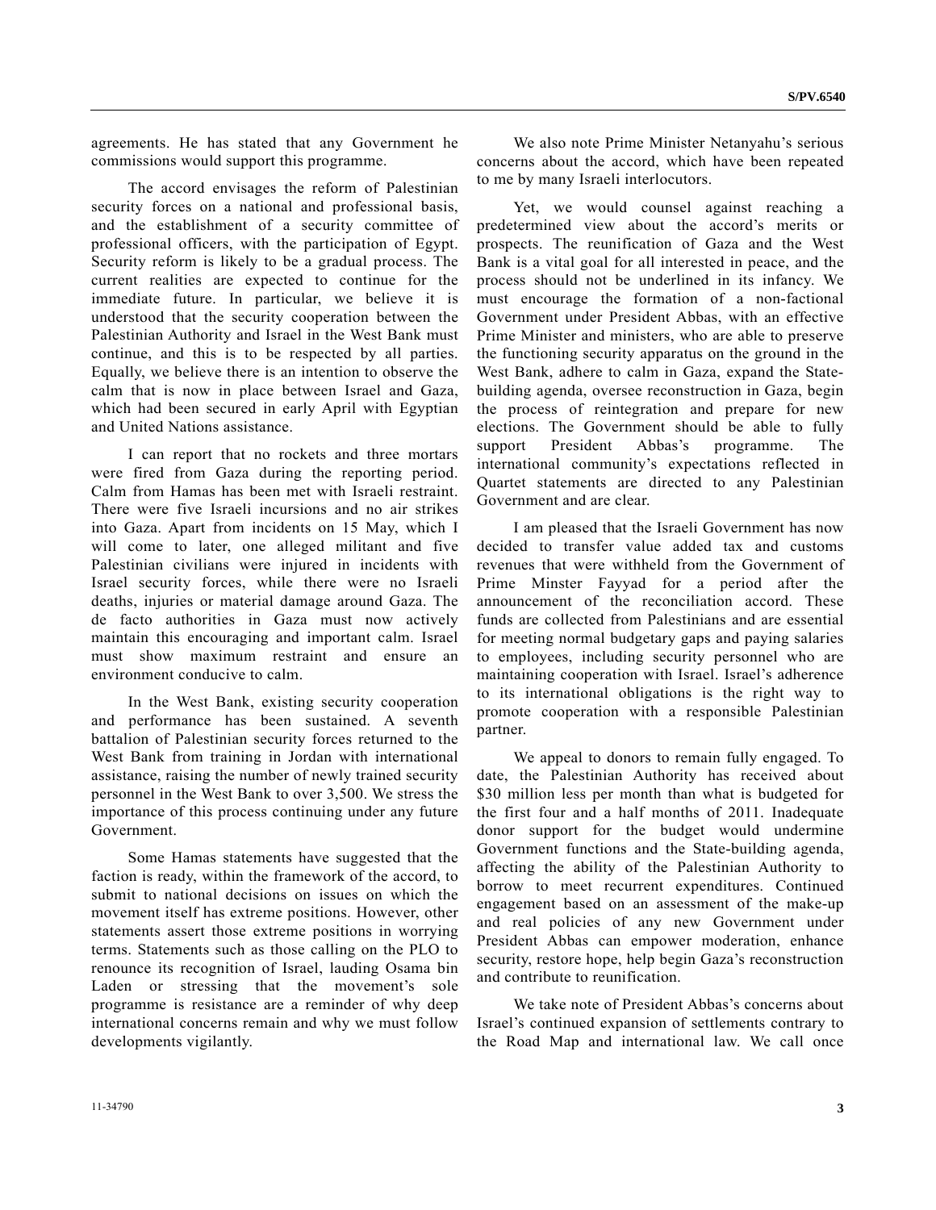agreements. He has stated that any Government he commissions would support this programme.

The accord envisages the reform of Palestinian security forces on a national and professional basis, and the establishment of a security committee of professional officers, with the participation of Egypt. Security reform is likely to be a gradual process. The current realities are expected to continue for the immediate future. In particular, we believe it is understood that the security cooperation between the Palestinian Authority and Israel in the West Bank must continue, and this is to be respected by all parties. Equally, we believe there is an intention to observe the calm that is now in place between Israel and Gaza, which had been secured in early April with Egyptian and United Nations assistance.

I can report that no rockets and three mortars were fired from Gaza during the reporting period. Calm from Hamas has been met with Israeli restraint. There were five Israeli incursions and no air strikes into Gaza. Apart from incidents on 15 May, which I will come to later, one alleged militant and five Palestinian civilians were injured in incidents with Israel security forces, while there were no Israeli deaths, injuries or material damage around Gaza. The de facto authorities in Gaza must now actively maintain this encouraging and important calm. Israel must show maximum restraint and ensure an environment conducive to calm.

In the West Bank, existing security cooperation and performance has been sustained. A seventh battalion of Palestinian security forces returned to the West Bank from training in Jordan with international assistance, raising the number of newly trained security personnel in the West Bank to over 3,500. We stress the importance of this process continuing under any future Government.

Some Hamas statements have suggested that the faction is ready, within the framework of the accord, to submit to national decisions on issues on which the movement itself has extreme positions. However, other statements assert those extreme positions in worrying terms. Statements such as those calling on the PLO to renounce its recognition of Israel, lauding Osama bin Laden or stressing that the movement's sole programme is resistance are a reminder of why deep international concerns remain and why we must follow developments vigilantly.

We also note Prime Minister Netanyahu's serious concerns about the accord, which have been repeated to me by many Israeli interlocutors.

Yet, we would counsel against reaching a predetermined view about the accord's merits or prospects. The reunification of Gaza and the West Bank is a vital goal for all interested in peace, and the process should not be underlined in its infancy. We must encourage the formation of a non-factional Government under President Abbas, with an effective Prime Minister and ministers, who are able to preserve the functioning security apparatus on the ground in the West Bank, adhere to calm in Gaza, expand the State-building agenda, oversee reconstruction in Gaza, begin the process of reintegration and prepare for new elections. The Government should be able to fully support President Abbas's programme. The international community's expectations reflected in Quartet statements are directed to any Palestinian Government and are clear.

I am pleased that the Israeli Government has now decided to transfer value added tax and customs revenues that were withheld from the Government of Prime Minster Fayyad for a period after the announcement of the reconciliation accord. These funds are collected from Palestinians and are essential for meeting normal budgetary gaps and paying salaries to employees, including security personnel who are maintaining cooperation with Israel. Israel's adherence to its international obligations is the right way to promote cooperation with a responsible Palestinian partner.

We appeal to donors to remain fully engaged. To date, the Palestinian Authority has received about $30 million less per month than what is budgeted for the first four and a half months of 2011. Inadequate donor support for the budget would undermine Government functions and the State-building agenda, affecting the ability of the Palestinian Authority to borrow to meet recurrent expenditures. Continued engagement based on an assessment of the make-up and real policies of any new Government under President Abbas can empower moderation, enhance security, restore hope, help begin Gaza's reconstruction and contribute to reunification.

We take note of President Abbas's concerns about Israel's continued expansion of settlements contrary to the Road Map and international law. We call once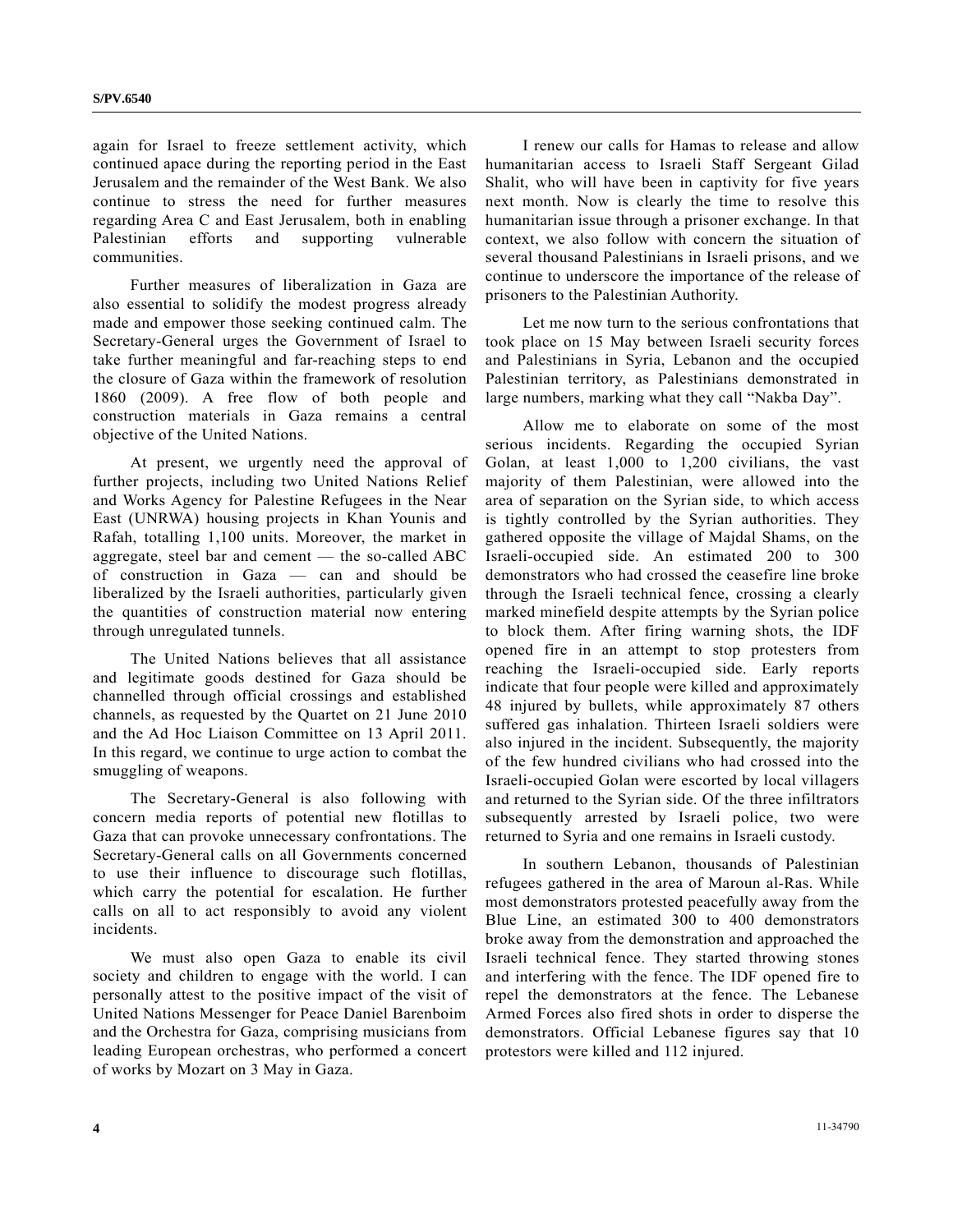again for Israel to freeze settlement activity, which continued apace during the reporting period in the East Jerusalem and the remainder of the West Bank. We also continue to stress the need for further measures regarding Area C and East Jerusalem, both in enabling Palestinian efforts and supporting vulnerable communities.

Further measures of liberalization in Gaza are also essential to solidify the modest progress already made and empower those seeking continued calm. The Secretary-General urges the Government of Israel to take further meaningful and far-reaching steps to end the closure of Gaza within the framework of resolution 1860 (2009). A free flow of both people and construction materials in Gaza remains a central objective of the United Nations.

At present, we urgently need the approval of further projects, including two United Nations Relief and Works Agency for Palestine Refugees in the Near East (UNRWA) housing projects in Khan Younis and Rafah, totalling 1,100 units. Moreover, the market in aggregate, steel bar and cement — the so-called ABC of construction in Gaza — can and should be liberalized by the Israeli authorities, particularly given the quantities of construction material now entering through unregulated tunnels.

The United Nations believes that all assistance and legitimate goods destined for Gaza should be channelled through official crossings and established channels, as requested by the Quartet on 21 June 2010 and the Ad Hoc Liaison Committee on 13 April 2011. In this regard, we continue to urge action to combat the smuggling of weapons.

The Secretary-General is also following with concern media reports of potential new flotillas to Gaza that can provoke unnecessary confrontations. The Secretary-General calls on all Governments concerned to use their influence to discourage such flotillas, which carry the potential for escalation. He further calls on all to act responsibly to avoid any violent incidents.

We must also open Gaza to enable its civil society and children to engage with the world. I can personally attest to the positive impact of the visit of United Nations Messenger for Peace Daniel Barenboim and the Orchestra for Gaza, comprising musicians from leading European orchestras, who performed a concert of works by Mozart on 3 May in Gaza.

I renew our calls for Hamas to release and allow humanitarian access to Israeli Staff Sergeant Gilad Shalit, who will have been in captivity for five years next month. Now is clearly the time to resolve this humanitarian issue through a prisoner exchange. In that context, we also follow with concern the situation of several thousand Palestinians in Israeli prisons, and we continue to underscore the importance of the release of prisoners to the Palestinian Authority.

Let me now turn to the serious confrontations that took place on 15 May between Israeli security forces and Palestinians in Syria, Lebanon and the occupied Palestinian territory, as Palestinians demonstrated in large numbers, marking what they call "Nakba Day".

Allow me to elaborate on some of the most serious incidents. Regarding the occupied Syrian Golan, at least 1,000 to 1,200 civilians, the vast majority of them Palestinian, were allowed into the area of separation on the Syrian side, to which access is tightly controlled by the Syrian authorities. They gathered opposite the village of Majdal Shams, on the Israeli-occupied side. An estimated 200 to 300 demonstrators who had crossed the ceasefire line broke through the Israeli technical fence, crossing a clearly marked minefield despite attempts by the Syrian police to block them. After firing warning shots, the IDF opened fire in an attempt to stop protesters from reaching the Israeli-occupied side. Early reports indicate that four people were killed and approximately 48 injured by bullets, while approximately 87 others suffered gas inhalation. Thirteen Israeli soldiers were also injured in the incident. Subsequently, the majority of the few hundred civilians who had crossed into the Israeli-occupied Golan were escorted by local villagers and returned to the Syrian side. Of the three infiltrators subsequently arrested by Israeli police, two were returned to Syria and one remains in Israeli custody.

In southern Lebanon, thousands of Palestinian refugees gathered in the area of Maroun al-Ras. While most demonstrators protested peacefully away from the Blue Line, an estimated 300 to 400 demonstrators broke away from the demonstration and approached the Israeli technical fence. They started throwing stones and interfering with the fence. The IDF opened fire to repel the demonstrators at the fence. The Lebanese Armed Forces also fired shots in order to disperse the demonstrators. Official Lebanese figures say that 10 protestors were killed and 112 injured.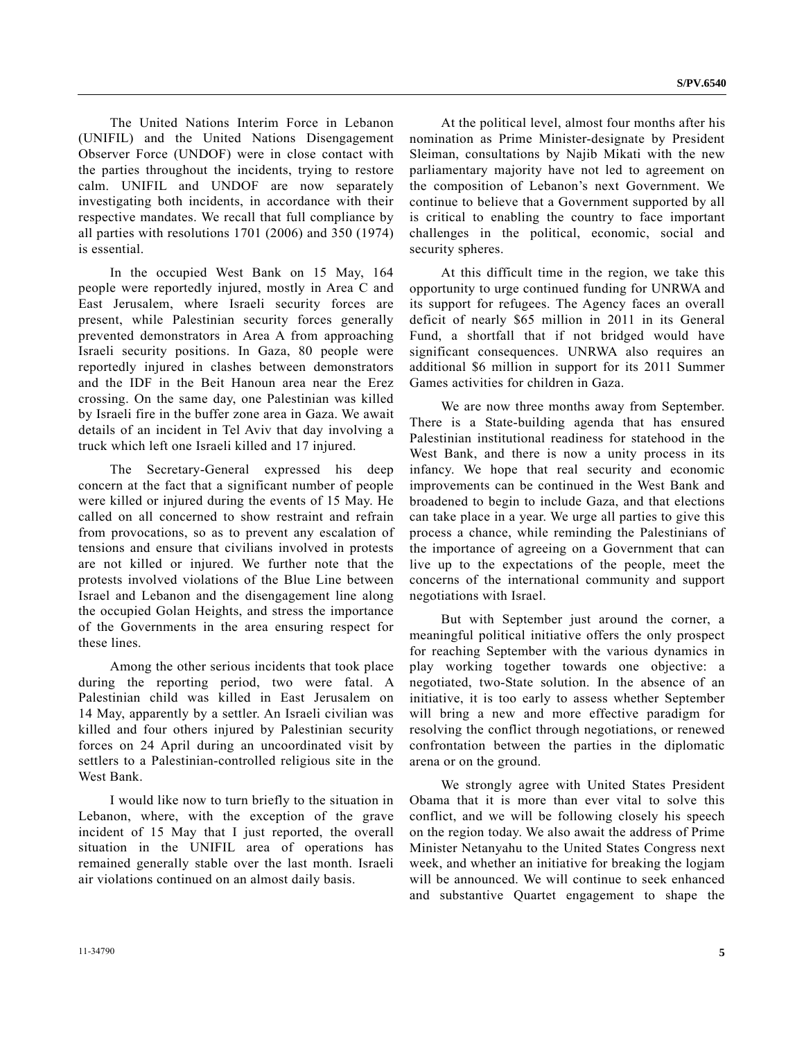The United Nations Interim Force in Lebanon (UNIFIL) and the United Nations Disengagement Observer Force (UNDOF) were in close contact with the parties throughout the incidents, trying to restore calm. UNIFIL and UNDOF are now separately investigating both incidents, in accordance with their respective mandates. We recall that full compliance by all parties with resolutions 1701 (2006) and 350 (1974) is essential.

In the occupied West Bank on 15 May, 164 people were reportedly injured, mostly in Area C and East Jerusalem, where Israeli security forces are present, while Palestinian security forces generally prevented demonstrators in Area A from approaching Israeli security positions. In Gaza, 80 people were reportedly injured in clashes between demonstrators and the IDF in the Beit Hanoun area near the Erez crossing. On the same day, one Palestinian was killed by Israeli fire in the buffer zone area in Gaza. We await details of an incident in Tel Aviv that day involving a truck which left one Israeli killed and 17 injured.

The Secretary-General expressed his deep concern at the fact that a significant number of people were killed or injured during the events of 15 May. He called on all concerned to show restraint and refrain from provocations, so as to prevent any escalation of tensions and ensure that civilians involved in protests are not killed or injured. We further note that the protests involved violations of the Blue Line between Israel and Lebanon and the disengagement line along the occupied Golan Heights, and stress the importance of the Governments in the area ensuring respect for these lines.

Among the other serious incidents that took place during the reporting period, two were fatal. A Palestinian child was killed in East Jerusalem on 14 May, apparently by a settler. An Israeli civilian was killed and four others injured by Palestinian security forces on 24 April during an uncoordinated visit by settlers to a Palestinian-controlled religious site in the West Bank.

I would like now to turn briefly to the situation in Lebanon, where, with the exception of the grave incident of 15 May that I just reported, the overall situation in the UNIFIL area of operations has remained generally stable over the last month. Israeli air violations continued on an almost daily basis.

At the political level, almost four months after his nomination as Prime Minister-designate by President Sleiman, consultations by Najib Mikati with the new parliamentary majority have not led to agreement on the composition of Lebanon's next Government. We continue to believe that a Government supported by all is critical to enabling the country to face important challenges in the political, economic, social and security spheres.

At this difficult time in the region, we take this opportunity to urge continued funding for UNRWA and its support for refugees. The Agency faces an overall deficit of nearly $65 million in 2011 in its General Fund, a shortfall that if not bridged would have significant consequences. UNRWA also requires an additional $6 million in support for its 2011 Summer Games activities for children in Gaza.

We are now three months away from September. There is a State-building agenda that has ensured Palestinian institutional readiness for statehood in the West Bank, and there is now a unity process in its infancy. We hope that real security and economic improvements can be continued in the West Bank and broadened to begin to include Gaza, and that elections can take place in a year. We urge all parties to give this process a chance, while reminding the Palestinians of the importance of agreeing on a Government that can live up to the expectations of the people, meet the concerns of the international community and support negotiations with Israel.

But with September just around the corner, a meaningful political initiative offers the only prospect for reaching September with the various dynamics in play working together towards one objective: a negotiated, two-State solution. In the absence of an initiative, it is too early to assess whether September will bring a new and more effective paradigm for resolving the conflict through negotiations, or renewed confrontation between the parties in the diplomatic arena or on the ground.

We strongly agree with United States President Obama that it is more than ever vital to solve this conflict, and we will be following closely his speech on the region today. We also await the address of Prime Minister Netanyahu to the United States Congress next week, and whether an initiative for breaking the logjam will be announced. We will continue to seek enhanced and substantive Quartet engagement to shape the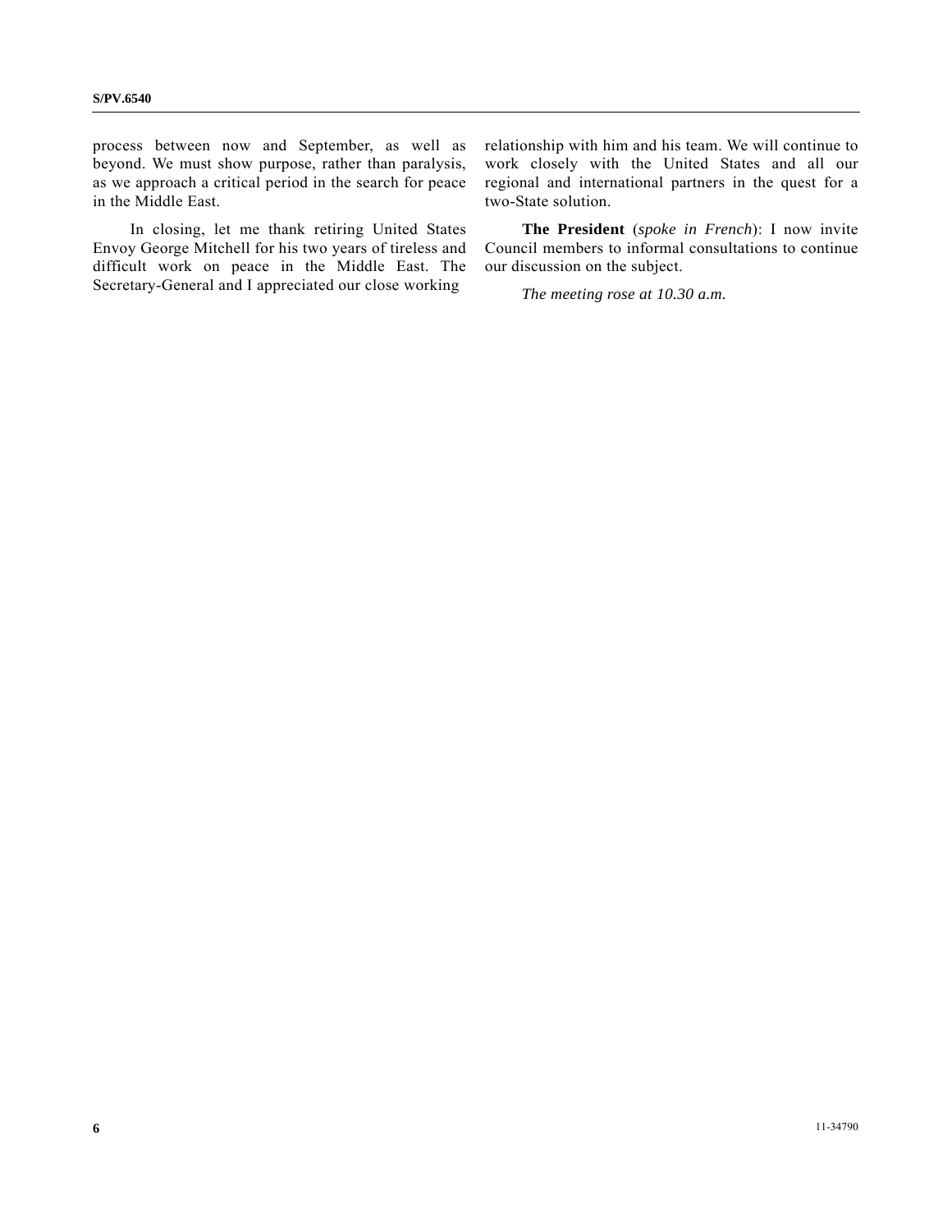process between now and September, as well as beyond. We must show purpose, rather than paralysis, as we approach a critical period in the search for peace in the Middle East.

In closing, let me thank retiring United States Envoy George Mitchell for his two years of tireless and difficult work on peace in the Middle East. The Secretary-General and I appreciated our close working relationship with him and his team. We will continue to work closely with the United States and all our regional and international partners in the quest for a two-State solution.

**The President** (*spoke in French*): I now invite Council members to informal consultations to continue our discussion on the subject.

*The meeting rose at 10.30 a.m.*